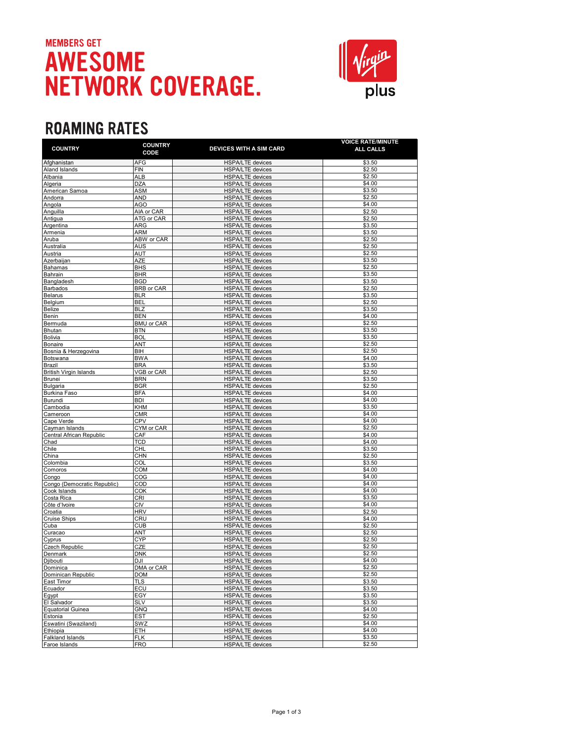MEMBERS GET

# AWESOME NETWORK COVERAGE.

Virgin plus

## ROAMING RATES

| COUNTRY | COUNTRY CODE | DEVICES WITH A SIM CARD | VOICE RATE/MINUTE ALL CALLS |
|---|---|---|---|
| Afghanistan | AFG | HSPA/LTE devices | $3.50 |
| Aland Islands | FIN | HSPA/LTE devices | $2.50 |
| Albania | ALB | HSPA/LTE devices | $2.50 |
| Algeria | DZA | HSPA/LTE devices | $4.00 |
| American Samoa | ASM | HSPA/LTE devices | $3.50 |
| Andorra | AND | HSPA/LTE devices | $2.50 |
| Angola | AGO | HSPA/LTE devices | $4.00 |
| Anguilla | AIA or CAR | HSPA/LTE devices | $2.50 |
| Antigua | ATG or CAR | HSPA/LTE devices | $2.50 |
| Argentina | ARG | HSPA/LTE devices | $3.50 |
| Armenia | ARM | HSPA/LTE devices | $3.50 |
| Aruba | ABW or CAR | HSPA/LTE devices | $2.50 |
| Australia | AUS | HSPA/LTE devices | $2.50 |
| Austria | AUT | HSPA/LTE devices | $2.50 |
| Azerbaijan | AZE | HSPA/LTE devices | $3.50 |
| Bahamas | BHS | HSPA/LTE devices | $2.50 |
| Bahrain | BHR | HSPA/LTE devices | $3.50 |
| Bangladesh | BGD | HSPA/LTE devices | $3.50 |
| Barbados | BRB or CAR | HSPA/LTE devices | $2.50 |
| Belarus | BLR | HSPA/LTE devices | $3.50 |
| Belgium | BEL | HSPA/LTE devices | $2.50 |
| Belize | BLZ | HSPA/LTE devices | $3.50 |
| Benin | BEN | HSPA/LTE devices | $4.00 |
| Bermuda | BMU or CAR | HSPA/LTE devices | $2.50 |
| Bhutan | BTN | HSPA/LTE devices | $3.50 |
| Bolivia | BOL | HSPA/LTE devices | $3.50 |
| Bonaire | ANT | HSPA/LTE devices | $2.50 |
| Bosnia & Herzegovina | BIH | HSPA/LTE devices | $2.50 |
| Botswana | BWA | HSPA/LTE devices | $4.00 |
| Brazil | BRA | HSPA/LTE devices | $3.50 |
| British Virgin Islands | VGB or CAR | HSPA/LTE devices | $2.50 |
| Brunei | BRN | HSPA/LTE devices | $3.50 |
| Bulgaria | BGR | HSPA/LTE devices | $2.50 |
| Burkina Faso | BFA | HSPA/LTE devices | $4.00 |
| Burundi | BDI | HSPA/LTE devices | $4.00 |
| Cambodia | KHM | HSPA/LTE devices | $3.50 |
| Cameroon | CMR | HSPA/LTE devices | $4.00 |
| Cape Verde | CPV | HSPA/LTE devices | $4.00 |
| Cayman Islands | CYM or CAR | HSPA/LTE devices | $2.50 |
| Central African Republic | CAF | HSPA/LTE devices | $4.00 |
| Chad | TCD | HSPA/LTE devices | $4.00 |
| Chile | CHL | HSPA/LTE devices | $3.50 |
| China | CHN | HSPA/LTE devices | $2.50 |
| Colombia | COL | HSPA/LTE devices | $3.50 |
| Comoros | COM | HSPA/LTE devices | $4.00 |
| Congo | COG | HSPA/LTE devices | $4.00 |
| Congo (Democratic Republic) | COD | HSPA/LTE devices | $4.00 |
| Cook Islands | COK | HSPA/LTE devices | $4.00 |
| Costa Rica | CRI | HSPA/LTE devices | $3.50 |
| Côte d'Ivoire | CIV | HSPA/LTE devices | $4.00 |
| Croatia | HRV | HSPA/LTE devices | $2.50 |
| Cruise Ships | CRU | HSPA/LTE devices | $4.00 |
| Cuba | CUB | HSPA/LTE devices | $2.50 |
| Curacao | ANT | HSPA/LTE devices | $2.50 |
| Cyprus | CYP | HSPA/LTE devices | $2.50 |
| Czech Republic | CZE | HSPA/LTE devices | $2.50 |
| Denmark | DNK | HSPA/LTE devices | $2.50 |
| Djibouti | DJI | HSPA/LTE devices | $4.00 |
| Dominica | DMA or CAR | HSPA/LTE devices | $2.50 |
| Dominican Republic | DOM | HSPA/LTE devices | $2.50 |
| East Timor | TLS | HSPA/LTE devices | $3.50 |
| Ecuador | ECU | HSPA/LTE devices | $3.50 |
| Egypt | EGY | HSPA/LTE devices | $3.50 |
| El Salvador | SLV | HSPA/LTE devices | $3.50 |
| Equatorial Guinea | GNQ | HSPA/LTE devices | $4.00 |
| Estonia | EST | HSPA/LTE devices | $2.50 |
| Eswatini (Swaziland) | SWZ | HSPA/LTE devices | $4.00 |
| Ethiopia | ETH | HSPA/LTE devices | $4.00 |
| Falkland Islands | FLK | HSPA/LTE devices | $3.50 |
| Faroe Islands | FRO | HSPA/LTE devices | $2.50 |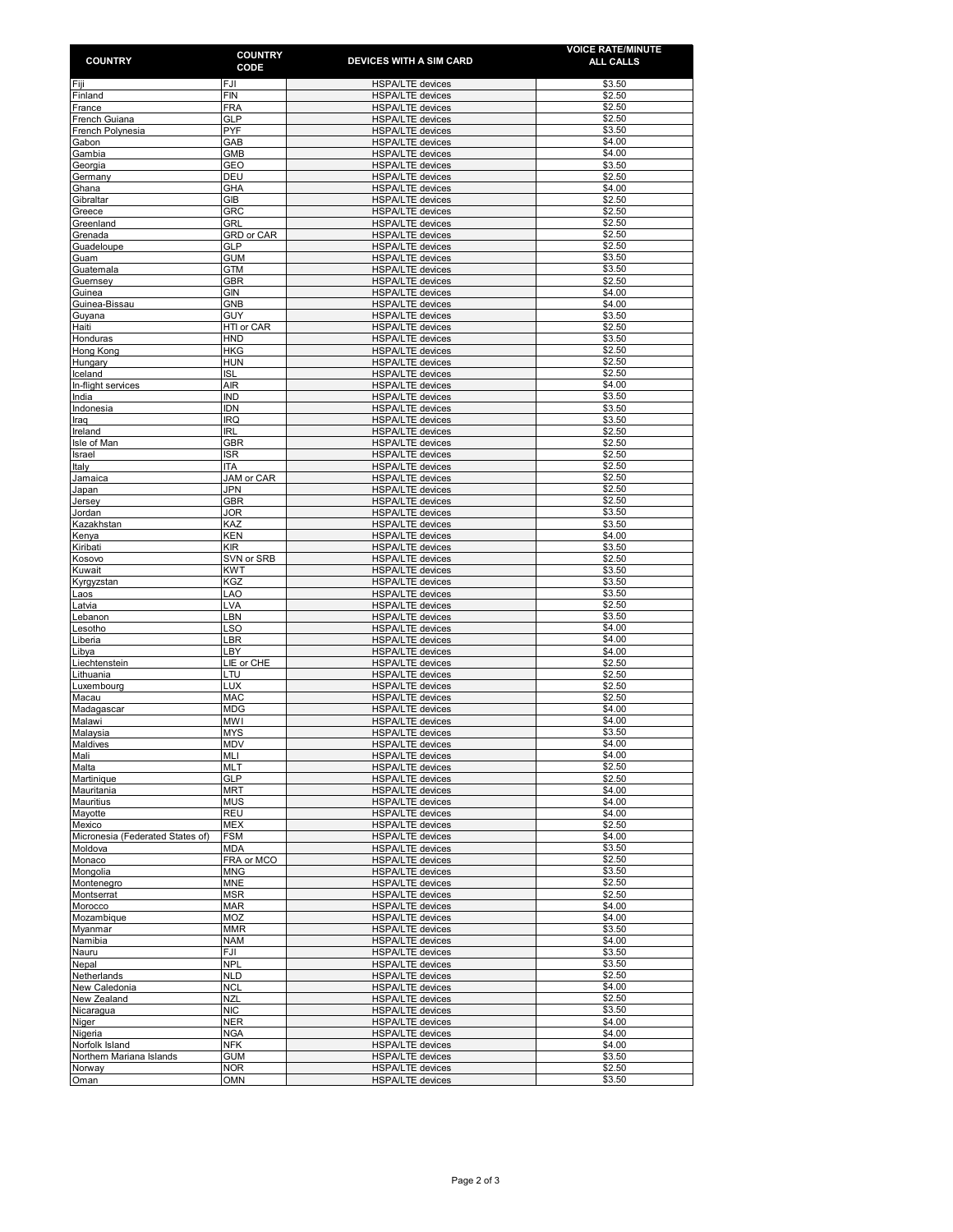| COUNTRY | COUNTRY CODE | DEVICES WITH A SIM CARD | VOICE RATE/MINUTE ALL CALLS |
|---|---|---|---|
| Fiji | FJI | HSPA/LTE devices | $3.50 |
| Finland | FIN | HSPA/LTE devices | $2.50 |
| France | FRA | HSPA/LTE devices | $2.50 |
| French Guiana | GLP | HSPA/LTE devices | $2.50 |
| French Polynesia | PYF | HSPA/LTE devices | $3.50 |
| Gabon | GAB | HSPA/LTE devices | $4.00 |
| Gambia | GMB | HSPA/LTE devices | $4.00 |
| Georgia | GEO | HSPA/LTE devices | $3.50 |
| Germany | DEU | HSPA/LTE devices | $2.50 |
| Ghana | GHA | HSPA/LTE devices | $4.00 |
| Gibraltar | GIB | HSPA/LTE devices | $2.50 |
| Greece | GRC | HSPA/LTE devices | $2.50 |
| Greenland | GRL | HSPA/LTE devices | $2.50 |
| Grenada | GRD or CAR | HSPA/LTE devices | $2.50 |
| Guadeloupe | GLP | HSPA/LTE devices | $2.50 |
| Guam | GUM | HSPA/LTE devices | $3.50 |
| Guatemala | GTM | HSPA/LTE devices | $3.50 |
| Guernsey | GBR | HSPA/LTE devices | $2.50 |
| Guinea | GIN | HSPA/LTE devices | $4.00 |
| Guinea-Bissau | GNB | HSPA/LTE devices | $4.00 |
| Guyana | GUY | HSPA/LTE devices | $3.50 |
| Haiti | HTI or CAR | HSPA/LTE devices | $2.50 |
| Honduras | HND | HSPA/LTE devices | $3.50 |
| Hong Kong | HKG | HSPA/LTE devices | $2.50 |
| Hungary | HUN | HSPA/LTE devices | $2.50 |
| Iceland | ISL | HSPA/LTE devices | $2.50 |
| In-flight services | AIR | HSPA/LTE devices | $4.00 |
| India | IND | HSPA/LTE devices | $3.50 |
| Indonesia | IDN | HSPA/LTE devices | $3.50 |
| Iraq | IRQ | HSPA/LTE devices | $3.50 |
| Ireland | IRL | HSPA/LTE devices | $2.50 |
| Isle of Man | GBR | HSPA/LTE devices | $2.50 |
| Israel | ISR | HSPA/LTE devices | $2.50 |
| Italy | ITA | HSPA/LTE devices | $2.50 |
| Jamaica | JAM or CAR | HSPA/LTE devices | $2.50 |
| Japan | JPN | HSPA/LTE devices | $2.50 |
| Jersey | GBR | HSPA/LTE devices | $2.50 |
| Jordan | JOR | HSPA/LTE devices | $3.50 |
| Kazakhstan | KAZ | HSPA/LTE devices | $3.50 |
| Kenya | KEN | HSPA/LTE devices | $4.00 |
| Kiribati | KIR | HSPA/LTE devices | $3.50 |
| Kosovo | SVN or SRB | HSPA/LTE devices | $2.50 |
| Kuwait | KWT | HSPA/LTE devices | $3.50 |
| Kyrgyzstan | KGZ | HSPA/LTE devices | $3.50 |
| Laos | LAO | HSPA/LTE devices | $3.50 |
| Latvia | LVA | HSPA/LTE devices | $2.50 |
| Lebanon | LBN | HSPA/LTE devices | $3.50 |
| Lesotho | LSO | HSPA/LTE devices | $4.00 |
| Liberia | LBR | HSPA/LTE devices | $4.00 |
| Libya | LBY | HSPA/LTE devices | $4.00 |
| Liechtenstein | LIE or CHE | HSPA/LTE devices | $2.50 |
| Lithuania | LTU | HSPA/LTE devices | $2.50 |
| Luxembourg | LUX | HSPA/LTE devices | $2.50 |
| Macau | MAC | HSPA/LTE devices | $2.50 |
| Madagascar | MDG | HSPA/LTE devices | $4.00 |
| Malawi | MWI | HSPA/LTE devices | $4.00 |
| Malaysia | MYS | HSPA/LTE devices | $3.50 |
| Maldives | MDV | HSPA/LTE devices | $4.00 |
| Mali | MLI | HSPA/LTE devices | $4.00 |
| Malta | MLT | HSPA/LTE devices | $2.50 |
| Martinique | GLP | HSPA/LTE devices | $2.50 |
| Mauritania | MRT | HSPA/LTE devices | $4.00 |
| Mauritius | MUS | HSPA/LTE devices | $4.00 |
| Mayotte | REU | HSPA/LTE devices | $4.00 |
| Mexico | MEX | HSPA/LTE devices | $2.50 |
| Micronesia (Federated States of) | FSM | HSPA/LTE devices | $4.00 |
| Moldova | MDA | HSPA/LTE devices | $3.50 |
| Monaco | FRA or MCO | HSPA/LTE devices | $2.50 |
| Mongolia | MNG | HSPA/LTE devices | $3.50 |
| Montenegro | MNE | HSPA/LTE devices | $2.50 |
| Montserrat | MSR | HSPA/LTE devices | $2.50 |
| Morocco | MAR | HSPA/LTE devices | $4.00 |
| Mozambique | MOZ | HSPA/LTE devices | $4.00 |
| Myanmar | MMR | HSPA/LTE devices | $3.50 |
| Namibia | NAM | HSPA/LTE devices | $4.00 |
| Nauru | FJI | HSPA/LTE devices | $3.50 |
| Nepal | NPL | HSPA/LTE devices | $3.50 |
| Netherlands | NLD | HSPA/LTE devices | $2.50 |
| New Caledonia | NCL | HSPA/LTE devices | $4.00 |
| New Zealand | NZL | HSPA/LTE devices | $2.50 |
| Nicaragua | NIC | HSPA/LTE devices | $3.50 |
| Niger | NER | HSPA/LTE devices | $4.00 |
| Nigeria | NGA | HSPA/LTE devices | $4.00 |
| Norfolk Island | NFK | HSPA/LTE devices | $4.00 |
| Northern Mariana Islands | GUM | HSPA/LTE devices | $3.50 |
| Norway | NOR | HSPA/LTE devices | $2.50 |
| Oman | OMN | HSPA/LTE devices | $3.50 |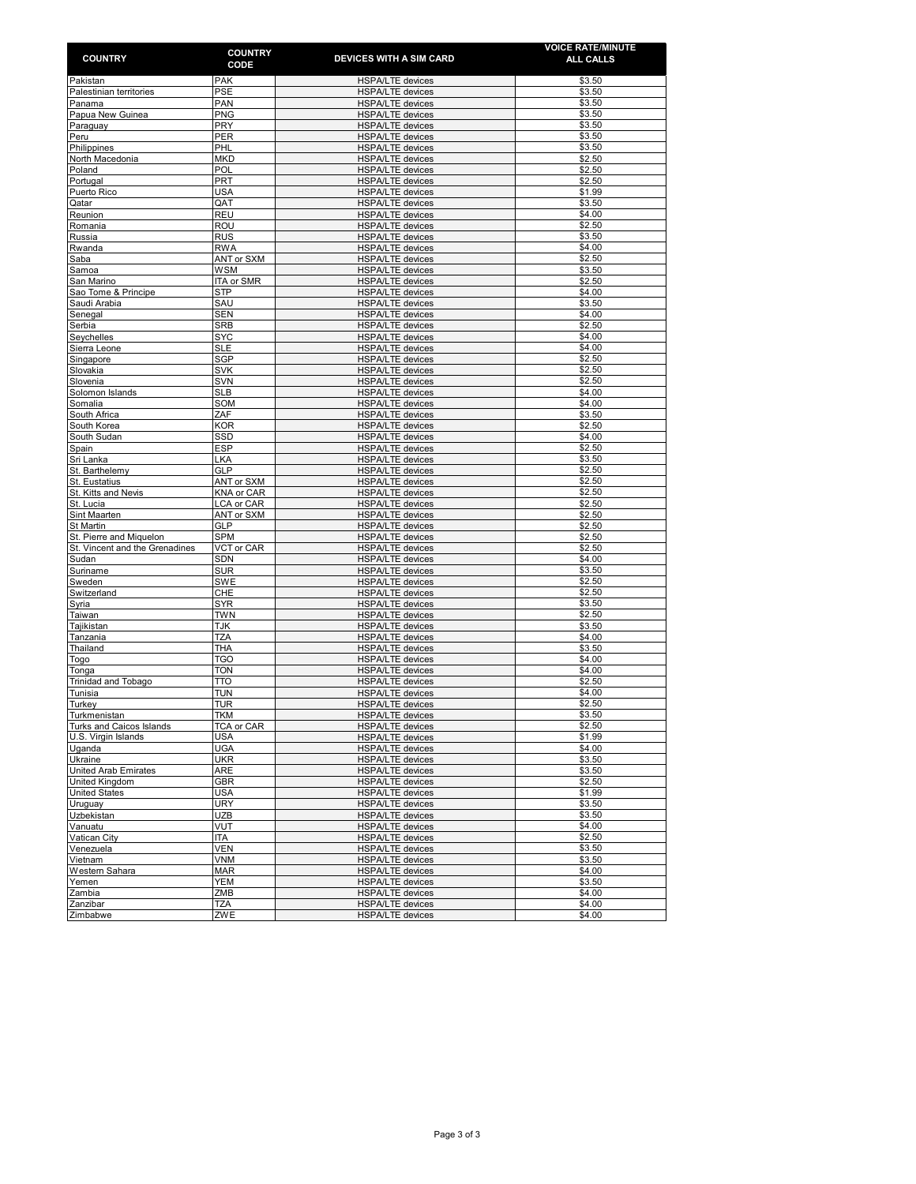| COUNTRY | COUNTRY CODE | DEVICES WITH A SIM CARD | VOICE RATE/MINUTE ALL CALLS |
|---|---|---|---|
| Pakistan | PAK | HSPA/LTE devices | $3.50 |
| Palestinian territories | PSE | HSPA/LTE devices | $3.50 |
| Panama | PAN | HSPA/LTE devices | $3.50 |
| Papua New Guinea | PNG | HSPA/LTE devices | $3.50 |
| Paraguay | PRY | HSPA/LTE devices | $3.50 |
| Peru | PER | HSPA/LTE devices | $3.50 |
| Philippines | PHL | HSPA/LTE devices | $3.50 |
| North Macedonia | MKD | HSPA/LTE devices | $2.50 |
| Poland | POL | HSPA/LTE devices | $2.50 |
| Portugal | PRT | HSPA/LTE devices | $2.50 |
| Puerto Rico | USA | HSPA/LTE devices | $1.99 |
| Qatar | QAT | HSPA/LTE devices | $3.50 |
| Reunion | REU | HSPA/LTE devices | $4.00 |
| Romania | ROU | HSPA/LTE devices | $2.50 |
| Russia | RUS | HSPA/LTE devices | $3.50 |
| Rwanda | RWA | HSPA/LTE devices | $4.00 |
| Saba | ANT or SXM | HSPA/LTE devices | $2.50 |
| Samoa | WSM | HSPA/LTE devices | $3.50 |
| San Marino | ITA or SMR | HSPA/LTE devices | $2.50 |
| Sao Tome & Principe | STP | HSPA/LTE devices | $4.00 |
| Saudi Arabia | SAU | HSPA/LTE devices | $3.50 |
| Senegal | SEN | HSPA/LTE devices | $4.00 |
| Serbia | SRB | HSPA/LTE devices | $2.50 |
| Seychelles | SYC | HSPA/LTE devices | $4.00 |
| Sierra Leone | SLE | HSPA/LTE devices | $4.00 |
| Singapore | SGP | HSPA/LTE devices | $2.50 |
| Slovakia | SVK | HSPA/LTE devices | $2.50 |
| Slovenia | SVN | HSPA/LTE devices | $2.50 |
| Solomon Islands | SLB | HSPA/LTE devices | $4.00 |
| Somalia | SOM | HSPA/LTE devices | $4.00 |
| South Africa | ZAF | HSPA/LTE devices | $3.50 |
| South Korea | KOR | HSPA/LTE devices | $2.50 |
| South Sudan | SSD | HSPA/LTE devices | $4.00 |
| Spain | ESP | HSPA/LTE devices | $2.50 |
| Sri Lanka | LKA | HSPA/LTE devices | $3.50 |
| St. Barthelemy | GLP | HSPA/LTE devices | $2.50 |
| St. Eustatius | ANT or SXM | HSPA/LTE devices | $2.50 |
| St. Kitts and Nevis | KNA or CAR | HSPA/LTE devices | $2.50 |
| St. Lucia | LCA or CAR | HSPA/LTE devices | $2.50 |
| Sint Maarten | ANT or SXM | HSPA/LTE devices | $2.50 |
| St Martin | GLP | HSPA/LTE devices | $2.50 |
| St. Pierre and Miquelon | SPM | HSPA/LTE devices | $2.50 |
| St. Vincent and the Grenadines | VCT or CAR | HSPA/LTE devices | $2.50 |
| Sudan | SDN | HSPA/LTE devices | $4.00 |
| Suriname | SUR | HSPA/LTE devices | $3.50 |
| Sweden | SWE | HSPA/LTE devices | $2.50 |
| Switzerland | CHE | HSPA/LTE devices | $2.50 |
| Syria | SYR | HSPA/LTE devices | $3.50 |
| Taiwan | TWN | HSPA/LTE devices | $2.50 |
| Tajikistan | TJK | HSPA/LTE devices | $3.50 |
| Tanzania | TZA | HSPA/LTE devices | $4.00 |
| Thailand | THA | HSPA/LTE devices | $3.50 |
| Togo | TGO | HSPA/LTE devices | $4.00 |
| Tonga | TON | HSPA/LTE devices | $4.00 |
| Trinidad and Tobago | TTO | HSPA/LTE devices | $2.50 |
| Tunisia | TUN | HSPA/LTE devices | $4.00 |
| Turkey | TUR | HSPA/LTE devices | $2.50 |
| Turkmenistan | TKM | HSPA/LTE devices | $3.50 |
| Turks and Caicos Islands | TCA or CAR | HSPA/LTE devices | $2.50 |
| U.S. Virgin Islands | USA | HSPA/LTE devices | $1.99 |
| Uganda | UGA | HSPA/LTE devices | $4.00 |
| Ukraine | UKR | HSPA/LTE devices | $3.50 |
| United Arab Emirates | ARE | HSPA/LTE devices | $3.50 |
| United Kingdom | GBR | HSPA/LTE devices | $2.50 |
| United States | USA | HSPA/LTE devices | $1.99 |
| Uruguay | URY | HSPA/LTE devices | $3.50 |
| Uzbekistan | UZB | HSPA/LTE devices | $3.50 |
| Vanuatu | VUT | HSPA/LTE devices | $4.00 |
| Vatican City | ITA | HSPA/LTE devices | $2.50 |
| Venezuela | VEN | HSPA/LTE devices | $3.50 |
| Vietnam | VNM | HSPA/LTE devices | $3.50 |
| Western Sahara | MAR | HSPA/LTE devices | $4.00 |
| Yemen | YEM | HSPA/LTE devices | $3.50 |
| Zambia | ZMB | HSPA/LTE devices | $4.00 |
| Zanzibar | TZA | HSPA/LTE devices | $4.00 |
| Zimbabwe | ZWE | HSPA/LTE devices | $4.00 |